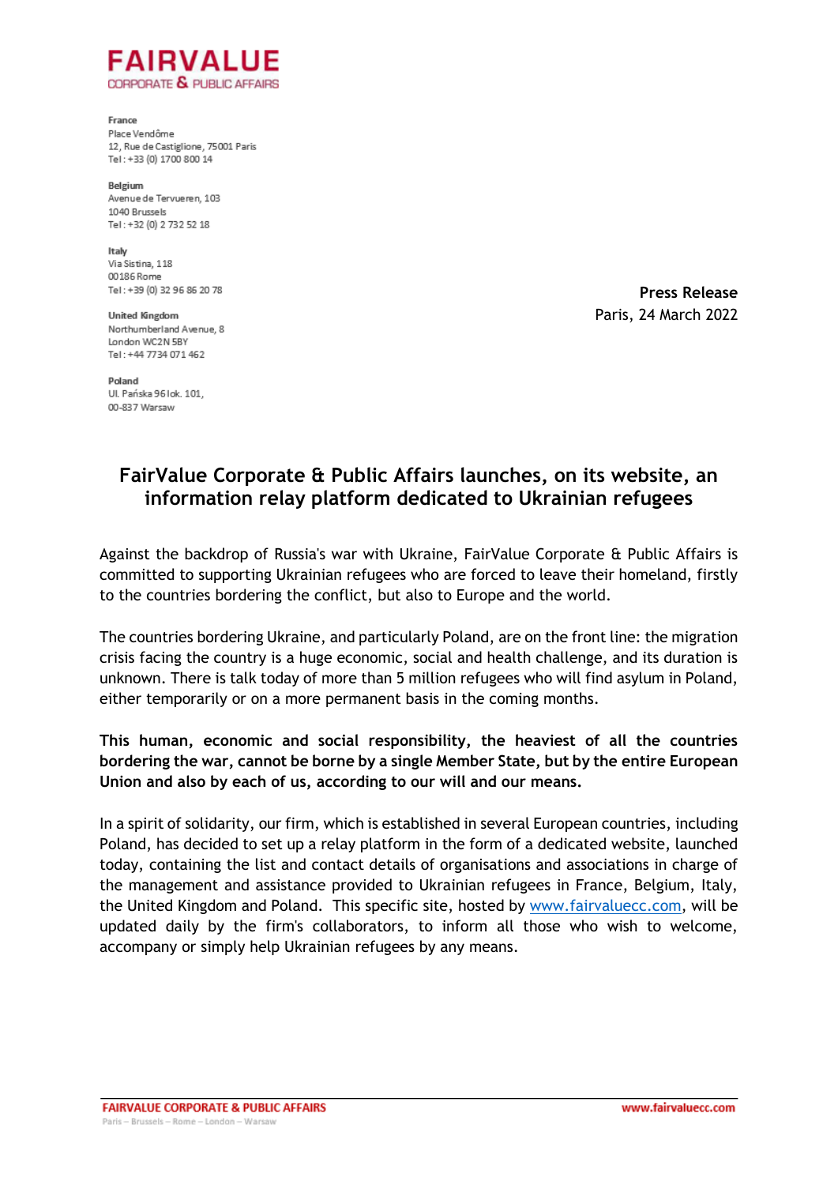**FAIRVALUE**
CORPORATE & PUBLIC AFFAIRS

**France**
Place Vendôme
12, Rue de Castiglione, 75001 Paris
Tel : +33 (0) 1700 800 14

**Belgium**
Avenue de Tervueren, 103
1040 Brussels
Tel : +32 (0) 2 732 52 18

**Italy**
Via Sistina, 118
00186 Rome
Tel : +39 (0) 32 96 86 20 78

**United Kingdom**
Northumberland Avenue, 8
London WC2N 5BY
Tel : +44 7734 071 462

**Poland**
Ul. Pańska 96 lok. 101,
00-837 Warsaw

**Press Release**
Paris, 24 March 2022

# FairValue Corporate & Public Affairs launches, on its website, an information relay platform dedicated to Ukrainian refugees

Against the backdrop of Russia's war with Ukraine, FairValue Corporate & Public Affairs is committed to supporting Ukrainian refugees who are forced to leave their homeland, firstly to the countries bordering the conflict, but also to Europe and the world.

The countries bordering Ukraine, and particularly Poland, are on the front line: the migration crisis facing the country is a huge economic, social and health challenge, and its duration is unknown. There is talk today of more than 5 million refugees who will find asylum in Poland, either temporarily or on a more permanent basis in the coming months.

**This human, economic and social responsibility, the heaviest of all the countries bordering the war, cannot be borne by a single Member State, but by the entire European Union and also by each of us, according to our will and our means.**

In a spirit of solidarity, our firm, which is established in several European countries, including Poland, has decided to set up a relay platform in the form of a dedicated website, launched today, containing the list and contact details of organisations and associations in charge of the management and assistance provided to Ukrainian refugees in France, Belgium, Italy, the United Kingdom and Poland. This specific site, hosted by www.fairvaluecc.com, will be updated daily by the firm's collaborators, to inform all those who wish to welcome, accompany or simply help Ukrainian refugees by any means.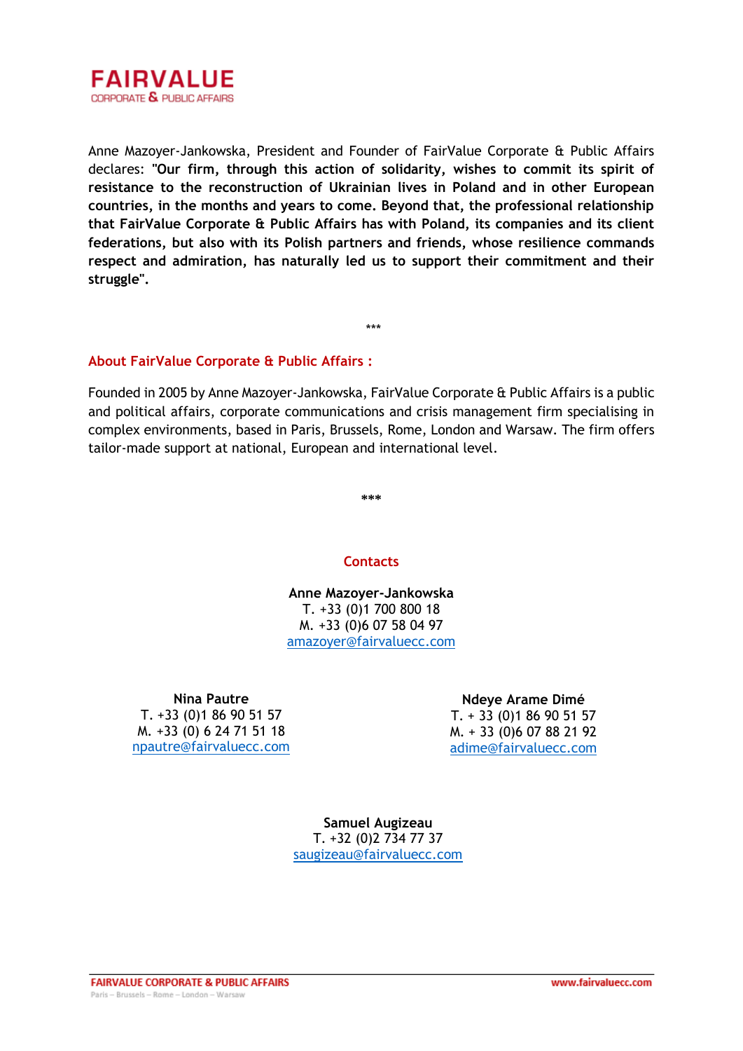Anne Mazoyer-Jankowska, President and Founder of FairValue Corporate & Public Affairs declares: **"Our firm, through this action of solidarity, wishes to commit its spirit of resistance to the reconstruction of Ukrainian lives in Poland and in other European countries, in the months and years to come. Beyond that, the professional relationship that FairValue Corporate & Public Affairs has with Poland, its companies and its client federations, but also with its Polish partners and friends, whose resilience commands respect and admiration, has naturally led us to support their commitment and their struggle".**

***

## About FairValue Corporate & Public Affairs :

Founded in 2005 by Anne Mazoyer-Jankowska, FairValue Corporate & Public Affairs is a public and political affairs, corporate communications and crisis management firm specialising in complex environments, based in Paris, Brussels, Rome, London and Warsaw. The firm offers tailor-made support at national, European and international level.

***

## Contacts

**Anne Mazoyer-Jankowska**
T. +33 (0)1 700 800 18
M. +33 (0)6 07 58 04 97
amazoyer@fairvaluecc.com

**Nina Pautre**
T. +33 (0)1 86 90 51 57
M. +33 (0) 6 24 71 51 18
npautre@fairvaluecc.com

**Ndeye Arame Dimé**
T. + 33 (0)1 86 90 51 57
M. + 33 (0)6 07 88 21 92
adime@fairvaluecc.com

**Samuel Augizeau**
T. +32 (0)2 734 77 37
saugizeau@fairvaluecc.com